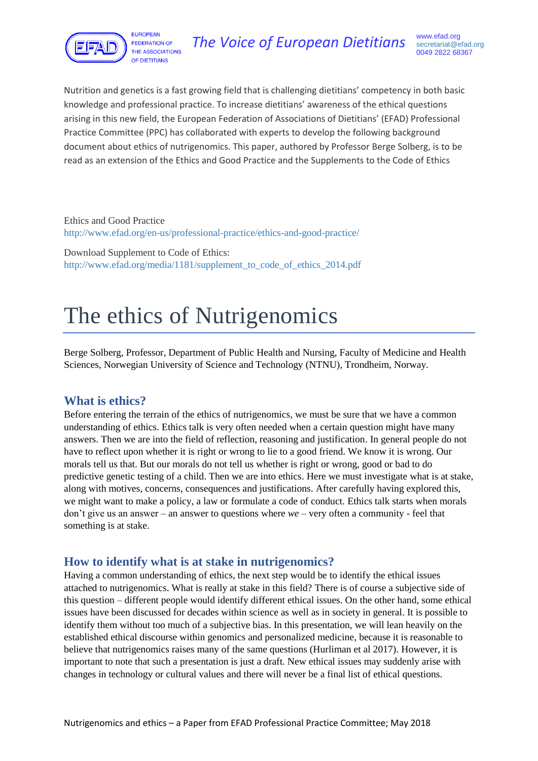Nutrition and genetics is a fast growing field that is challenging dietitians' competency in both basic knowledge and professional practice. To increase dietitians' awareness of the ethical questions arising in this new field, the European Federation of Associations of Dietitians' (EFAD) Professional Practice Committee (PPC) has collaborated with experts to develop the following background document about ethics of nutrigenomics. This paper, authored by Professor Berge Solberg, is to be read as an extension of the Ethics and Good Practice and the Supplements to the Code of Ethics

Ethics and Good Practice
http://www.efad.org/en-us/professional-practice/ethics-and-good-practice/

Download Supplement to Code of Ethics:
http://www.efad.org/media/1181/supplement_to_code_of_ethics_2014.pdf

# The ethics of Nutrigenomics

Berge Solberg, Professor, Department of Public Health and Nursing, Faculty of Medicine and Health Sciences, Norwegian University of Science and Technology (NTNU), Trondheim, Norway.

## What is ethics?

Before entering the terrain of the ethics of nutrigenomics, we must be sure that we have a common understanding of ethics. Ethics talk is very often needed when a certain question might have many answers. Then we are into the field of reflection, reasoning and justification. In general people do not have to reflect upon whether it is right or wrong to lie to a good friend. We know it is wrong. Our morals tell us that. But our morals do not tell us whether is right or wrong, good or bad to do predictive genetic testing of a child. Then we are into ethics. Here we must investigate what is at stake, along with motives, concerns, consequences and justifications. After carefully having explored this, we might want to make a policy, a law or formulate a code of conduct. Ethics talk starts when morals don't give us an answer – an answer to questions where *we* – very often a community - feel that something is at stake.

## How to identify what is at stake in nutrigenomics?

Having a common understanding of ethics, the next step would be to identify the ethical issues attached to nutrigenomics. What is really at stake in this field? There is of course a subjective side of this question – different people would identify different ethical issues. On the other hand, some ethical issues have been discussed for decades within science as well as in society in general. It is possible to identify them without too much of a subjective bias. In this presentation, we will lean heavily on the established ethical discourse within genomics and personalized medicine, because it is reasonable to believe that nutrigenomics raises many of the same questions (Hurliman et al 2017). However, it is important to note that such a presentation is just a draft. New ethical issues may suddenly arise with changes in technology or cultural values and there will never be a final list of ethical questions.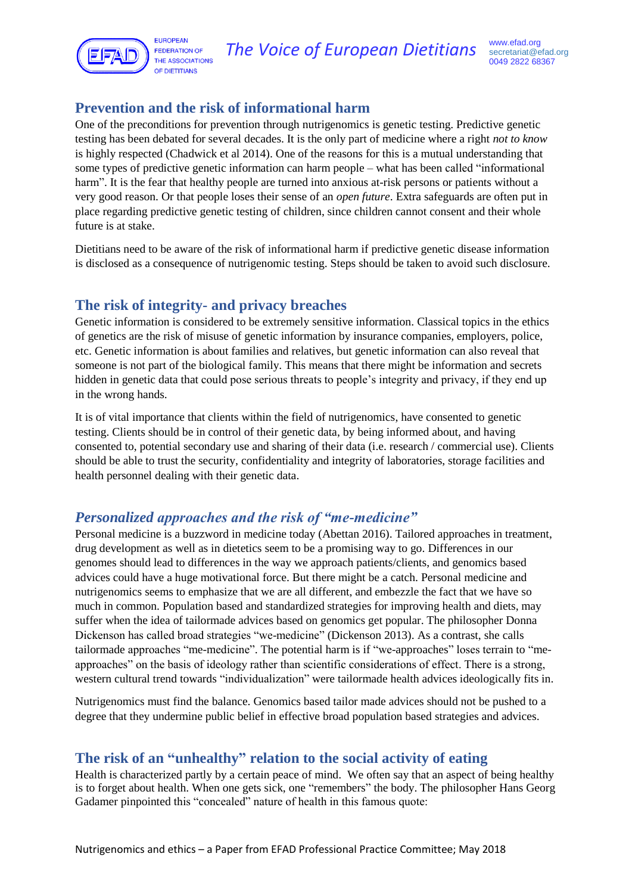## Prevention and the risk of informational harm

One of the preconditions for prevention through nutrigenomics is genetic testing. Predictive genetic testing has been debated for several decades. It is the only part of medicine where a right *not to know* is highly respected (Chadwick et al 2014). One of the reasons for this is a mutual understanding that some types of predictive genetic information can harm people – what has been called "informational harm". It is the fear that healthy people are turned into anxious at-risk persons or patients without a very good reason. Or that people loses their sense of an *open future*. Extra safeguards are often put in place regarding predictive genetic testing of children, since children cannot consent and their whole future is at stake.

Dietitians need to be aware of the risk of informational harm if predictive genetic disease information is disclosed as a consequence of nutrigenomic testing. Steps should be taken to avoid such disclosure.

## The risk of integrity- and privacy breaches

Genetic information is considered to be extremely sensitive information. Classical topics in the ethics of genetics are the risk of misuse of genetic information by insurance companies, employers, police, etc. Genetic information is about families and relatives, but genetic information can also reveal that someone is not part of the biological family. This means that there might be information and secrets hidden in genetic data that could pose serious threats to people's integrity and privacy, if they end up in the wrong hands.

It is of vital importance that clients within the field of nutrigenomics, have consented to genetic testing. Clients should be in control of their genetic data, by being informed about, and having consented to, potential secondary use and sharing of their data (i.e. research / commercial use). Clients should be able to trust the security, confidentiality and integrity of laboratories, storage facilities and health personnel dealing with their genetic data.

## *Personalized approaches and the risk of "me-medicine"*

Personal medicine is a buzzword in medicine today (Abettan 2016). Tailored approaches in treatment, drug development as well as in dietetics seem to be a promising way to go. Differences in our genomes should lead to differences in the way we approach patients/clients, and genomics based advices could have a huge motivational force. But there might be a catch. Personal medicine and nutrigenomics seems to emphasize that we are all different, and embezzle the fact that we have so much in common. Population based and standardized strategies for improving health and diets, may suffer when the idea of tailormade advices based on genomics get popular. The philosopher Donna Dickenson has called broad strategies "we-medicine" (Dickenson 2013). As a contrast, she calls tailormade approaches "me-medicine". The potential harm is if "we-approaches" loses terrain to "me-approaches" on the basis of ideology rather than scientific considerations of effect. There is a strong, western cultural trend towards "individualization" were tailormade health advices ideologically fits in.

Nutrigenomics must find the balance. Genomics based tailor made advices should not be pushed to a degree that they undermine public belief in effective broad population based strategies and advices.

## The risk of an "unhealthy" relation to the social activity of eating

Health is characterized partly by a certain peace of mind. We often say that an aspect of being healthy is to forget about health. When one gets sick, one "remembers" the body. The philosopher Hans Georg Gadamer pinpointed this "concealed" nature of health in this famous quote: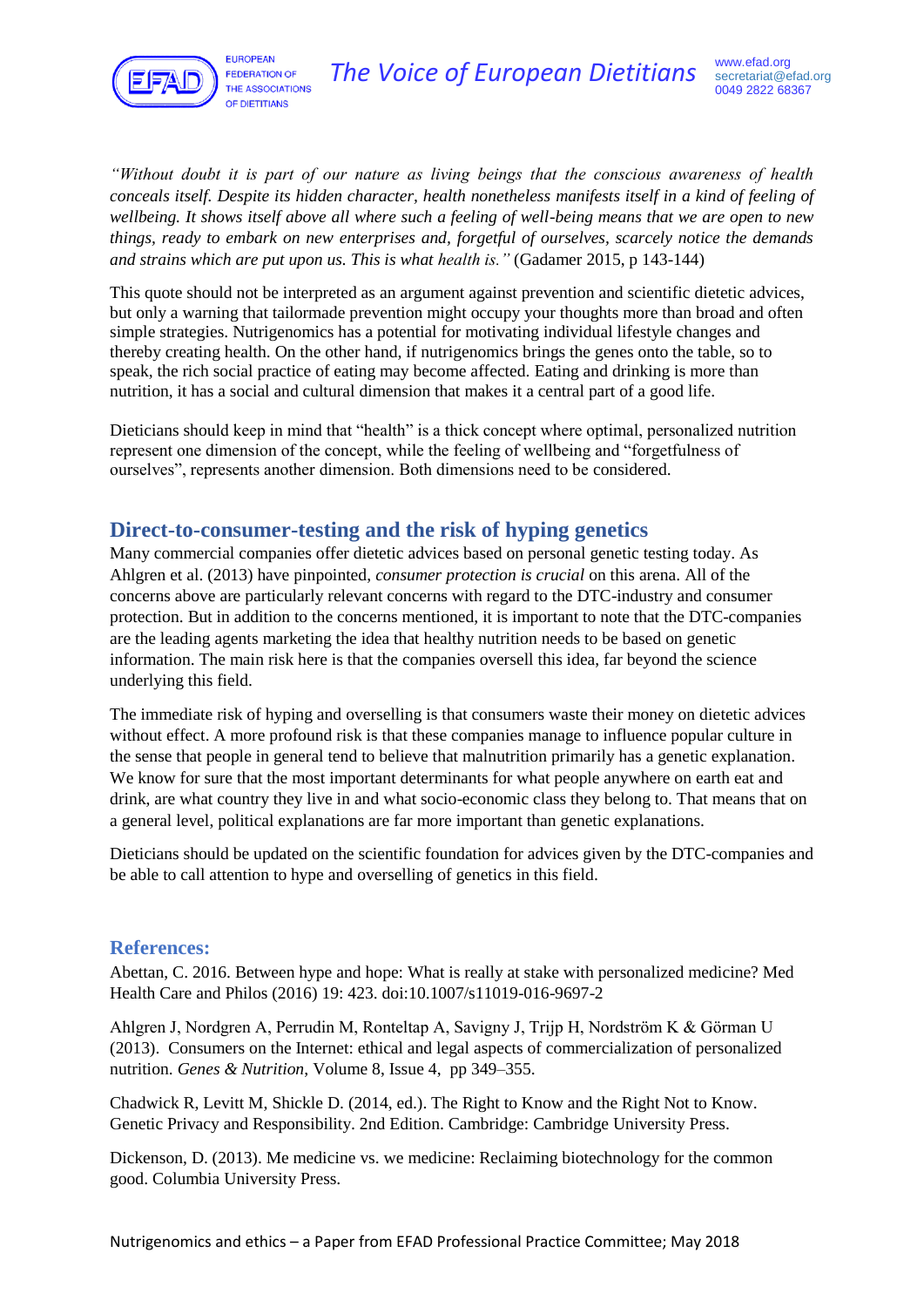*"Without doubt it is part of our nature as living beings that the conscious awareness of health conceals itself. Despite its hidden character, health nonetheless manifests itself in a kind of feeling of wellbeing. It shows itself above all where such a feeling of well-being means that we are open to new things, ready to embark on new enterprises and, forgetful of ourselves, scarcely notice the demands and strains which are put upon us. This is what health is."* (Gadamer 2015, p 143-144)

This quote should not be interpreted as an argument against prevention and scientific dietetic advices, but only a warning that tailormade prevention might occupy your thoughts more than broad and often simple strategies. Nutrigenomics has a potential for motivating individual lifestyle changes and thereby creating health. On the other hand, if nutrigenomics brings the genes onto the table, so to speak, the rich social practice of eating may become affected. Eating and drinking is more than nutrition, it has a social and cultural dimension that makes it a central part of a good life.

Dieticians should keep in mind that "health" is a thick concept where optimal, personalized nutrition represent one dimension of the concept, while the feeling of wellbeing and "forgetfulness of ourselves", represents another dimension. Both dimensions need to be considered.

## Direct-to-consumer-testing and the risk of hyping genetics

Many commercial companies offer dietetic advices based on personal genetic testing today. As Ahlgren et al. (2013) have pinpointed, *consumer protection is crucial* on this arena. All of the concerns above are particularly relevant concerns with regard to the DTC-industry and consumer protection. But in addition to the concerns mentioned, it is important to note that the DTC-companies are the leading agents marketing the idea that healthy nutrition needs to be based on genetic information. The main risk here is that the companies oversell this idea, far beyond the science underlying this field.

The immediate risk of hyping and overselling is that consumers waste their money on dietetic advices without effect. A more profound risk is that these companies manage to influence popular culture in the sense that people in general tend to believe that malnutrition primarily has a genetic explanation. We know for sure that the most important determinants for what people anywhere on earth eat and drink, are what country they live in and what socio-economic class they belong to. That means that on a general level, political explanations are far more important than genetic explanations.

Dieticians should be updated on the scientific foundation for advices given by the DTC-companies and be able to call attention to hype and overselling of genetics in this field.

## References:

Abettan, C. 2016. Between hype and hope: What is really at stake with personalized medicine? Med Health Care and Philos (2016) 19: 423. doi:10.1007/s11019-016-9697-2

Ahlgren J, Nordgren A, Perrudin M, Ronteltap A, Savigny J, Trijp H, Nordström K & Görman U (2013). Consumers on the Internet: ethical and legal aspects of commercialization of personalized nutrition. *Genes & Nutrition*, Volume 8, Issue 4, pp 349–355.

Chadwick R, Levitt M, Shickle D. (2014, ed.). The Right to Know and the Right Not to Know. Genetic Privacy and Responsibility. 2nd Edition. Cambridge: Cambridge University Press.

Dickenson, D. (2013). Me medicine vs. we medicine: Reclaiming biotechnology for the common good. Columbia University Press.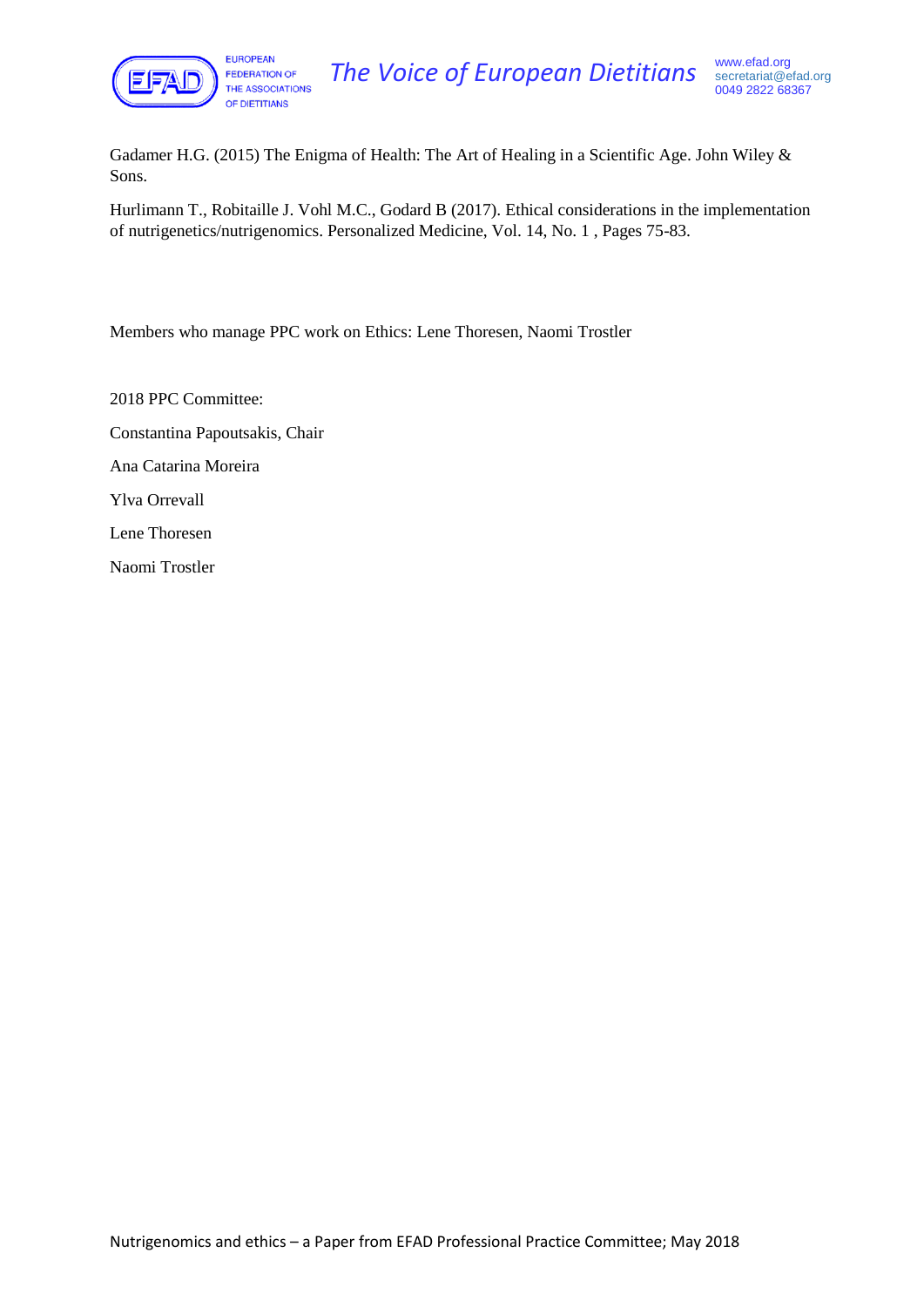Gadamer H.G. (2015) The Enigma of Health: The Art of Healing in a Scientific Age. John Wiley & Sons.

Hurlimann T., Robitaille J. Vohl M.C., Godard B (2017). Ethical considerations in the implementation of nutrigenetics/nutrigenomics. Personalized Medicine, Vol. 14, No. 1 , Pages 75-83.

Members who manage PPC work on Ethics: Lene Thoresen, Naomi Trostler

2018 PPC Committee:

Constantina Papoutsakis, Chair

Ana Catarina Moreira

Ylva Orrevall

Lene Thoresen

Naomi Trostler